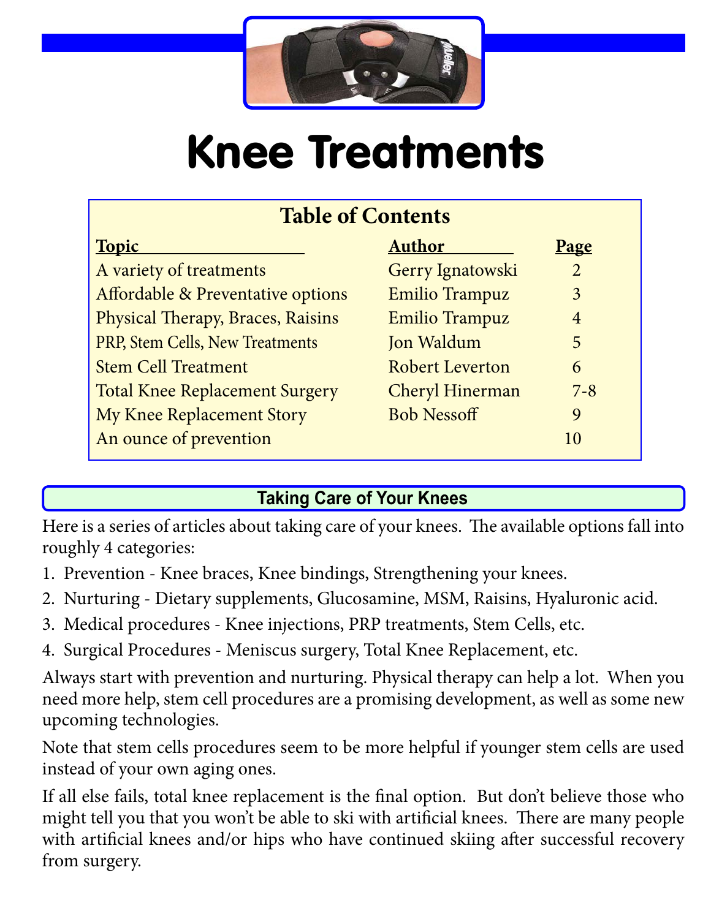# Knee Treatments

## Table of Contents

| Topic | Author | Page |
| --- | --- | --- |
| A variety of treatments | Gerry Ignatowski | 2 |
| Affordable & Preventative options | Emilio Trampuz | 3 |
| Physical Therapy, Braces, Raisins | Emilio Trampuz | 4 |
| PRP, Stem Cells, New Treatments | Jon Waldum | 5 |
| Stem Cell Treatment | Robert Leverton | 6 |
| Total Knee Replacement Surgery | Cheryl Hinerman | 7-8 |
| My Knee Replacement Story | Bob Nessoff | 9 |
| An ounce of prevention | | 10 |

## Taking Care of Your Knees

Here is a series of articles about taking care of your knees. The available options fall into roughly 4 categories:

1. Prevention - Knee braces, Knee bindings, Strengthening your knees.
2. Nurturing - Dietary supplements, Glucosamine, MSM, Raisins, Hyaluronic acid.
3. Medical procedures - Knee injections, PRP treatments, Stem Cells, etc.
4. Surgical Procedures - Meniscus surgery, Total Knee Replacement, etc.

Always start with prevention and nurturing. Physical therapy can help a lot. When you need more help, stem cell procedures are a promising development, as well as some new upcoming technologies.

Note that stem cells procedures seem to be more helpful if younger stem cells are used instead of your own aging ones.

If all else fails, total knee replacement is the final option. But don't believe those who might tell you that you won't be able to ski with artificial knees. There are many people with artificial knees and/or hips who have continued skiing after successful recovery from surgery.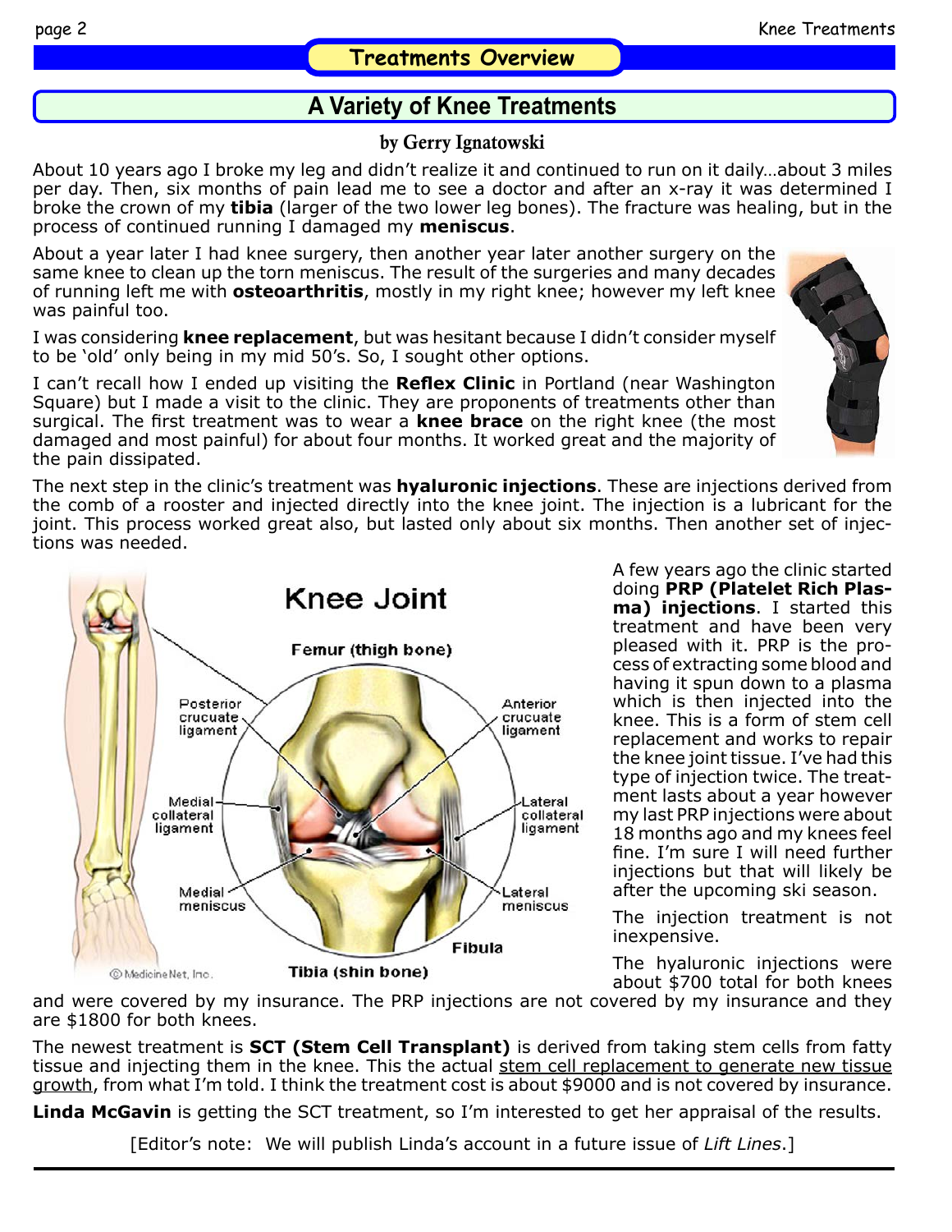## Treatments Overview

# A Variety of Knee Treatments

**by Gerry Ignatowski**

About 10 years ago I broke my leg and didn't realize it and continued to run on it daily…about 3 miles per day. Then, six months of pain lead me to see a doctor and after an x-ray it was determined I broke the crown of my **tibia** (larger of the two lower leg bones). The fracture was healing, but in the process of continued running I damaged my **meniscus**.

About a year later I had knee surgery, then another year later another surgery on the same knee to clean up the torn meniscus. The result of the surgeries and many decades of running left me with **osteoarthritis**, mostly in my right knee; however my left knee was painful too.

I was considering **knee replacement**, but was hesitant because I didn't consider myself to be 'old' only being in my mid 50's. So, I sought other options.

I can't recall how I ended up visiting the **Reflex Clinic** in Portland (near Washington Square) but I made a visit to the clinic. They are proponents of treatments other than surgical. The first treatment was to wear a **knee brace** on the right knee (the most damaged and most painful) for about four months. It worked great and the majority of the pain dissipated.

The next step in the clinic's treatment was **hyaluronic injections**. These are injections derived from the comb of a rooster and injected directly into the knee joint. The injection is a lubricant for the joint. This process worked great also, but lasted only about six months. Then another set of injections was needed.

A few years ago the clinic started doing **PRP (Platelet Rich Plasma) injections**. I started this treatment and have been very pleased with it. PRP is the process of extracting some blood and having it spun down to a plasma which is then injected into the knee. This is a form of stem cell replacement and works to repair the knee joint tissue. I've had this type of injection twice. The treatment lasts about a year however my last PRP injections were about 18 months ago and my knees feel fine. I'm sure I will need further injections but that will likely be after the upcoming ski season.

The injection treatment is not inexpensive.

The hyaluronic injections were about $700 total for both knees and were covered by my insurance. The PRP injections are not covered by my insurance and they are $1800 for both knees.

The newest treatment is **SCT (Stem Cell Transplant)** is derived from taking stem cells from fatty tissue and injecting them in the knee. This the actual stem cell replacement to generate new tissue growth, from what I'm told. I think the treatment cost is about $9000 and is not covered by insurance.

**Linda McGavin** is getting the SCT treatment, so I'm interested to get her appraisal of the results.

[Editor's note: We will publish Linda's account in a future issue of *Lift Lines*.]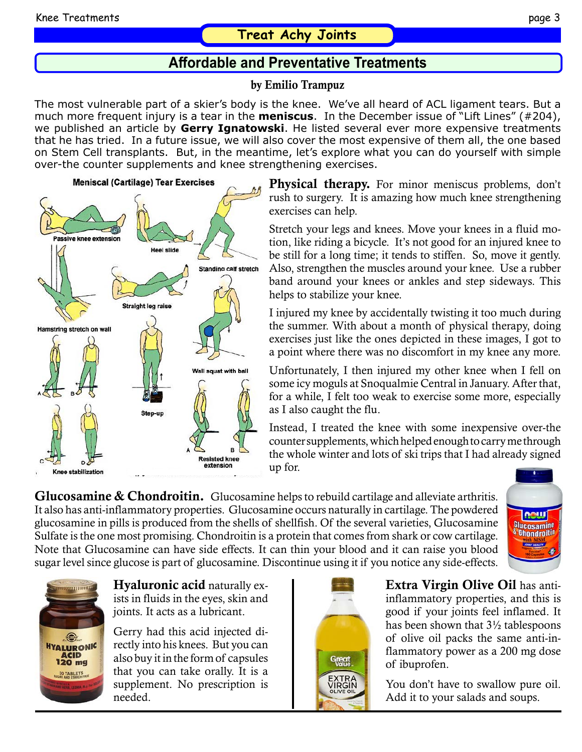## Treat Achy Joints

### Affordable and Preventative Treatments

**by Emilio Trampuz**

The most vulnerable part of a skier's body is the knee. We've all heard of ACL ligament tears. But a much more frequent injury is a tear in the **meniscus**. In the December issue of "Lift Lines" (#204), we published an article by **Gerry Ignatowski**. He listed several ever more expensive treatments that he has tried. In a future issue, we will also cover the most expensive of them all, the one based on Stem Cell transplants. But, in the meantime, let's explore what you can do yourself with simple over-the counter supplements and knee strengthening exercises.

**Meniscal (Cartilage) Tear Exercises**

Passive knee extension · Heel slide · Standing calf stretch · Straight leg raise · Hamstring stretch on wall · Wall squat with ball · Step-up · Knee stabilization (A, B, C, D) · Resisted knee extension (A, B)

**Physical therapy.** For minor meniscus problems, don't rush to surgery. It is amazing how much knee strengthening exercises can help.

Stretch your legs and knees. Move your knees in a fluid motion, like riding a bicycle. It's not good for an injured knee to be still for a long time; it tends to stiffen. So, move it gently. Also, strengthen the muscles around your knee. Use a rubber band around your knees or ankles and step sideways. This helps to stabilize your knee.

I injured my knee by accidentally twisting it too much during the summer. With about a month of physical therapy, doing exercises just like the ones depicted in these images, I got to a point where there was no discomfort in my knee any more.

Unfortunately, I then injured my other knee when I fell on some icy moguls at Snoqualmie Central in January. After that, for a while, I felt too weak to exercise some more, especially as I also caught the flu.

Instead, I treated the knee with some inexpensive over-the counter supplements, which helped enough to carry me through the whole winter and lots of ski trips that I had already signed up for.

**Glucosamine & Chondroitin.** Glucosamine helps to rebuild cartilage and alleviate arthritis. It also has anti-inflammatory properties. Glucosamine occurs naturally in cartilage. The powdered glucosamine in pills is produced from the shells of shellfish. Of the several varieties, Glucosamine Sulfate is the one most promising. Chondroitin is a protein that comes from shark or cow cartilage. Note that Glucosamine can have side effects. It can thin your blood and it can raise you blood sugar level since glucose is part of glucosamine. Discontinue using it if you notice any side-effects.

**Hyaluronic acid** naturally exists in fluids in the eyes, skin and joints. It acts as a lubricant.

Gerry had this acid injected directly into his knees. But you can also buy it in the form of capsules that you can take orally. It is a supplement. No prescription is needed.

**Extra Virgin Olive Oil** has anti-inflammatory properties, and this is good if your joints feel inflamed. It has been shown that 3½ tablespoons of olive oil packs the same anti-inflammatory power as a 200 mg dose of ibuprofen.

You don't have to swallow pure oil. Add it to your salads and soups.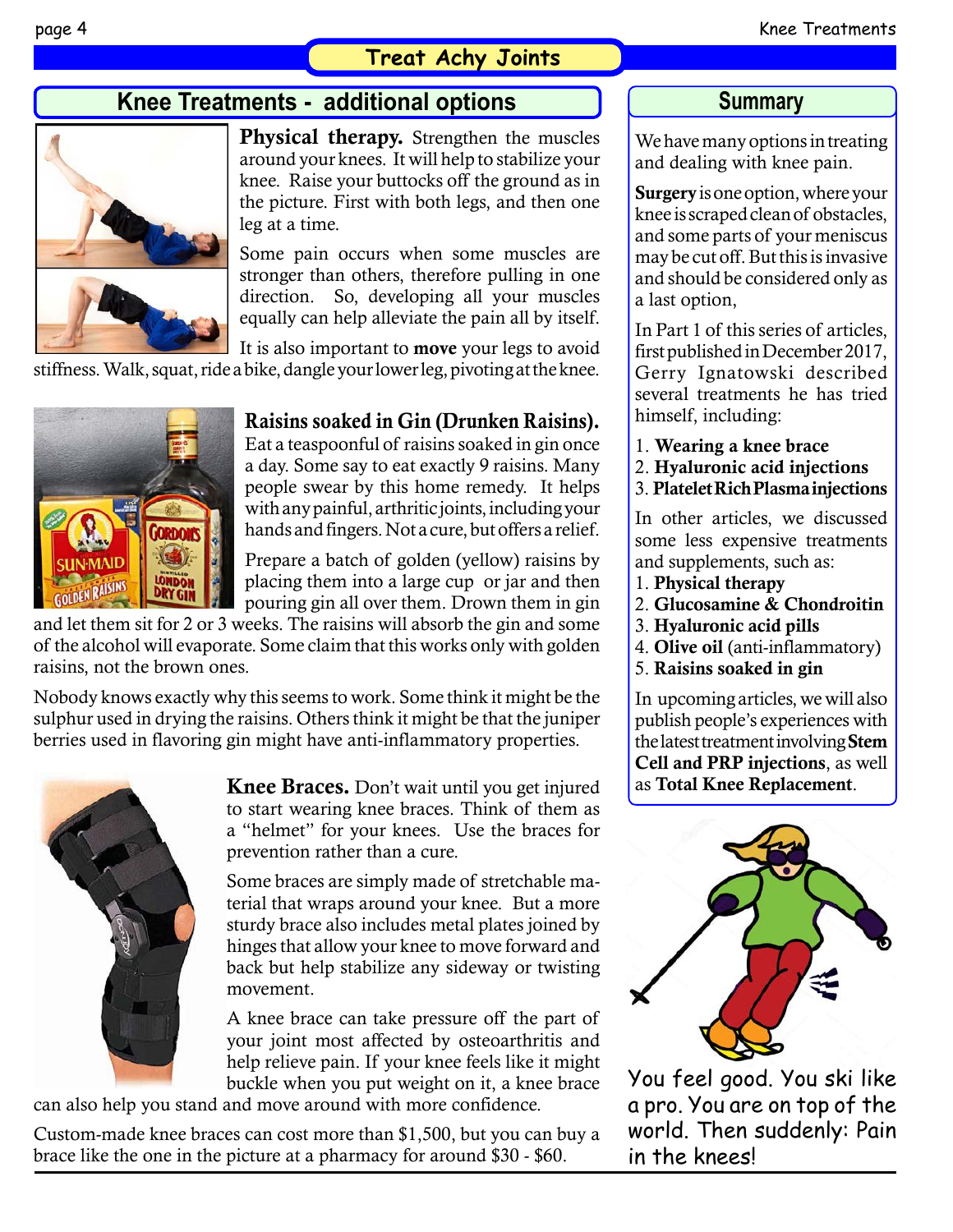# Treat Achy Joints

## Knee Treatments - additional options

**Physical therapy.** Strengthen the muscles around your knees. It will help to stabilize your knee. Raise your buttocks off the ground as in the picture. First with both legs, and then one leg at a time.

Some pain occurs when some muscles are stronger than others, therefore pulling in one direction. So, developing all your muscles equally can help alleviate the pain all by itself.

It is also important to **move** your legs to avoid stiffness. Walk, squat, ride a bike, dangle your lower leg, pivoting at the knee.

**Raisins soaked in Gin (Drunken Raisins).** Eat a teaspoonful of raisins soaked in gin once a day. Some say to eat exactly 9 raisins. Many people swear by this home remedy. It helps with any painful, arthritic joints, including your hands and fingers. Not a cure, but offers a relief.

Prepare a batch of golden (yellow) raisins by placing them into a large cup or jar and then pouring gin all over them. Drown them in gin and let them sit for 2 or 3 weeks. The raisins will absorb the gin and some of the alcohol will evaporate. Some claim that this works only with golden raisins, not the brown ones.

Nobody knows exactly why this seems to work. Some think it might be the sulphur used in drying the raisins. Others think it might be that the juniper berries used in flavoring gin might have anti-inflammatory properties.

**Knee Braces.** Don't wait until you get injured to start wearing knee braces. Think of them as a "helmet" for your knees. Use the braces for prevention rather than a cure.

Some braces are simply made of stretchable material that wraps around your knee. But a more sturdy brace also includes metal plates joined by hinges that allow your knee to move forward and back but help stabilize any sideway or twisting movement.

A knee brace can take pressure off the part of your joint most affected by osteoarthritis and help relieve pain. If your knee feels like it might buckle when you put weight on it, a knee brace can also help you stand and move around with more confidence.

Custom-made knee braces can cost more than $1,500, but you can buy a brace like the one in the picture at a pharmacy for around $30 - $60.

## Summary

We have many options in treating and dealing with knee pain.

**Surgery** is one option, where your knee is scraped clean of obstacles, and some parts of your meniscus may be cut off. But this is invasive and should be considered only as a last option,

In Part 1 of this series of articles, first published in December 2017, Gerry Ignatowski described several treatments he has tried himself, including:

1. **Wearing a knee brace**
2. **Hyaluronic acid injections**
3. **Platelet Rich Plasma injections**

In other articles, we discussed some less expensive treatments and supplements, such as:

1. **Physical therapy**
2. **Glucosamine & Chondroitin**
3. **Hyaluronic acid pills**
4. **Olive oil** (anti-inflammatory)
5. **Raisins soaked in gin**

In upcoming articles, we will also publish people's experiences with the latest treatment involving **Stem Cell and PRP injections**, as well as **Total Knee Replacement**.

You feel good. You ski like a pro. You are on top of the world. Then suddenly: Pain in the knees!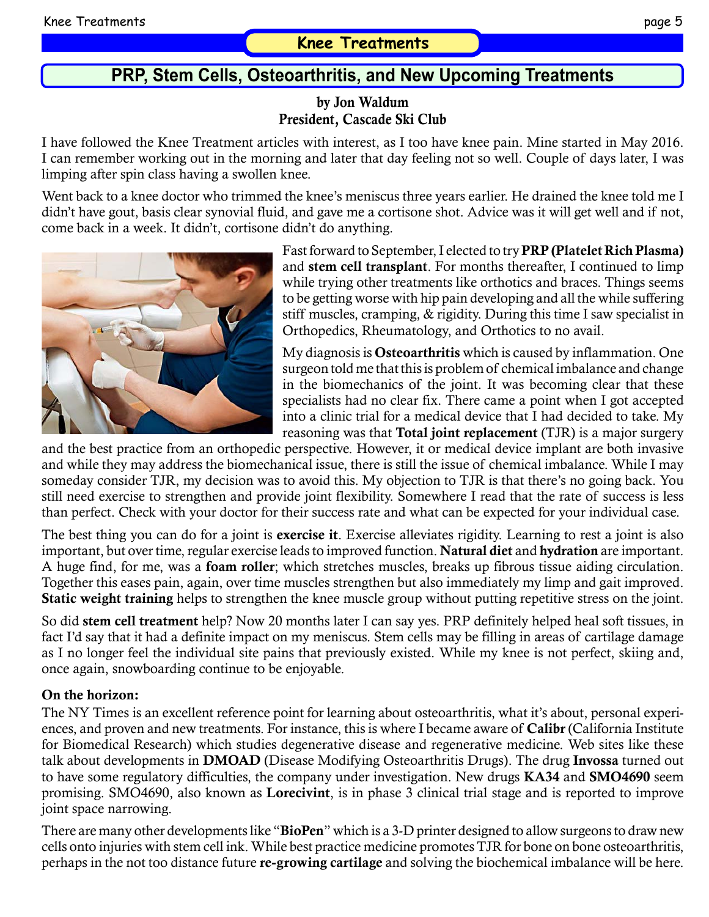## Knee Treatments

# PRP, Stem Cells, Osteoarthritis, and New Upcoming Treatments

**by Jon Waldum**
**President, Cascade Ski Club**

I have followed the Knee Treatment articles with interest, as I too have knee pain. Mine started in May 2016. I can remember working out in the morning and later that day feeling not so well. Couple of days later, I was limping after spin class having a swollen knee.

Went back to a knee doctor who trimmed the knee's meniscus three years earlier. He drained the knee told me I didn't have gout, basis clear synovial fluid, and gave me a cortisone shot. Advice was it will get well and if not, come back in a week. It didn't, cortisone didn't do anything.

Fast forward to September, I elected to try **PRP (Platelet Rich Plasma)** and **stem cell transplant**. For months thereafter, I continued to limp while trying other treatments like orthotics and braces. Things seems to be getting worse with hip pain developing and all the while suffering stiff muscles, cramping, & rigidity. During this time I saw specialist in Orthopedics, Rheumatology, and Orthotics to no avail.

My diagnosis is **Osteoarthritis** which is caused by inflammation. One surgeon told me that this is problem of chemical imbalance and change in the biomechanics of the joint. It was becoming clear that these specialists had no clear fix. There came a point when I got accepted into a clinic trial for a medical device that I had decided to take. My reasoning was that **Total joint replacement** (TJR) is a major surgery and the best practice from an orthopedic perspective. However, it or medical device implant are both invasive and while they may address the biomechanical issue, there is still the issue of chemical imbalance. While I may someday consider TJR, my decision was to avoid this. My objection to TJR is that there's no going back. You still need exercise to strengthen and provide joint flexibility. Somewhere I read that the rate of success is less than perfect. Check with your doctor for their success rate and what can be expected for your individual case.

The best thing you can do for a joint is **exercise it**. Exercise alleviates rigidity. Learning to rest a joint is also important, but over time, regular exercise leads to improved function. **Natural diet** and **hydration** are important. A huge find, for me, was a **foam roller**; which stretches muscles, breaks up fibrous tissue aiding circulation. Together this eases pain, again, over time muscles strengthen but also immediately my limp and gait improved. **Static weight training** helps to strengthen the knee muscle group without putting repetitive stress on the joint.

So did **stem cell treatment** help? Now 20 months later I can say yes. PRP definitely helped heal soft tissues, in fact I'd say that it had a definite impact on my meniscus. Stem cells may be filling in areas of cartilage damage as I no longer feel the individual site pains that previously existed. While my knee is not perfect, skiing and, once again, snowboarding continue to be enjoyable.

**On the horizon:**

The NY Times is an excellent reference point for learning about osteoarthritis, what it's about, personal experiences, and proven and new treatments. For instance, this is where I became aware of **Calibr** (California Institute for Biomedical Research) which studies degenerative disease and regenerative medicine. Web sites like these talk about developments in **DMOAD** (Disease Modifying Osteoarthritis Drugs). The drug **Invossa** turned out to have some regulatory difficulties, the company under investigation. New drugs **KA34** and **SMO4690** seem promising. SMO4690, also known as **Lorecivint**, is in phase 3 clinical trial stage and is reported to improve joint space narrowing.

There are many other developments like "**BioPen**" which is a 3-D printer designed to allow surgeons to draw new cells onto injuries with stem cell ink. While best practice medicine promotes TJR for bone on bone osteoarthritis, perhaps in the not too distance future **re-growing cartilage** and solving the biochemical imbalance will be here.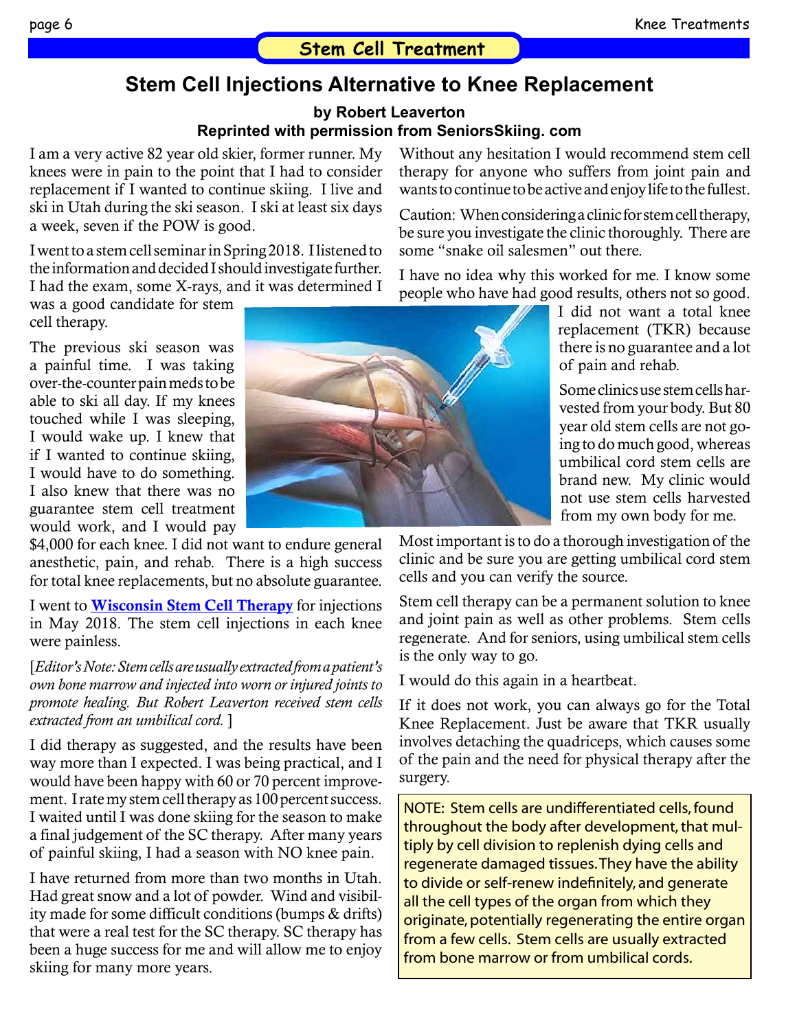## Stem Cell Treatment

# Stem Cell Injections Alternative to Knee Replacement

**by Robert Leaverton**
**Reprinted with permission from SeniorsSkiing. com**

I am a very active 82 year old skier, former runner. My knees were in pain to the point that I had to consider replacement if I wanted to continue skiing. I live and ski in Utah during the ski season. I ski at least six days a week, seven if the POW is good.

I went to a stem cell seminar in Spring 2018. I listened to the information and decided I should investigate further. I had the exam, some X-rays, and it was determined I was a good candidate for stem cell therapy.

The previous ski season was a painful time. I was taking over-the-counter pain meds to be able to ski all day. If my knees touched while I was sleeping, I would wake up. I knew that if I wanted to continue skiing, I would have to do something. I also knew that there was no guarantee stem cell treatment would work, and I would pay $4,000 for each knee. I did not want to endure general anesthetic, pain, and rehab. There is a high success for total knee replacements, but no absolute guarantee.

I went to **Wisconsin Stem Cell Therapy** for injections in May 2018. The stem cell injections in each knee were painless.

[*Editor's Note: Stem cells are usually extracted from a patient's own bone marrow and injected into worn or injured joints to promote healing. But Robert Leaverton received stem cells extracted from an umbilical cord.* ]

I did therapy as suggested, and the results have been way more than I expected. I was being practical, and I would have been happy with 60 or 70 percent improvement. I rate my stem cell therapy as 100 percent success. I waited until I was done skiing for the season to make a final judgement of the SC therapy. After many years of painful skiing, I had a season with NO knee pain.

I have returned from more than two months in Utah. Had great snow and a lot of powder. Wind and visibility made for some difficult conditions (bumps & drifts) that were a real test for the SC therapy. SC therapy has been a huge success for me and will allow me to enjoy skiing for many more years.

Without any hesitation I would recommend stem cell therapy for anyone who suffers from joint pain and wants to continue to be active and enjoy life to the fullest.

Caution: When considering a clinic for stem cell therapy, be sure you investigate the clinic thoroughly. There are some "snake oil salesmen" out there.

I have no idea why this worked for me. I know some people who have had good results, others not so good.

I did not want a total knee replacement (TKR) because there is no guarantee and a lot of pain and rehab.

Some clinics use stem cells harvested from your body. But 80 year old stem cells are not going to do much good, whereas umbilical cord stem cells are brand new. My clinic would not use stem cells harvested from my own body for me.

Most important is to do a thorough investigation of the clinic and be sure you are getting umbilical cord stem cells and you can verify the source.

Stem cell therapy can be a permanent solution to knee and joint pain as well as other problems. Stem cells regenerate. And for seniors, using umbilical stem cells is the only way to go.

I would do this again in a heartbeat.

If it does not work, you can always go for the Total Knee Replacement. Just be aware that TKR usually involves detaching the quadriceps, which causes some of the pain and the need for physical therapy after the surgery.

NOTE: Stem cells are undifferentiated cells, found throughout the body after development, that multiply by cell division to replenish dying cells and regenerate damaged tissues. They have the ability to divide or self-renew indefinitely, and generate all the cell types of the organ from which they originate, potentially regenerating the entire organ from a few cells. Stem cells are usually extracted from bone marrow or from umbilical cords.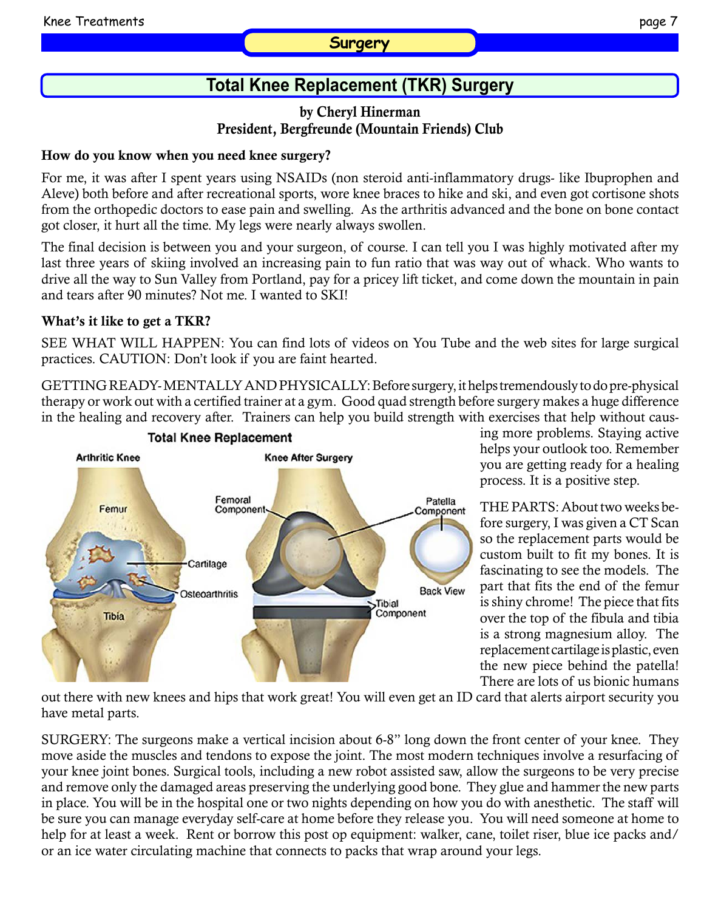## Surgery

# Total Knee Replacement (TKR) Surgery

**by Cheryl Hinerman**
**President, Bergfreunde (Mountain Friends) Club**

### How do you know when you need knee surgery?

For me, it was after I spent years using NSAIDs (non steroid anti-inflammatory drugs- like Ibuprophen and Aleve) both before and after recreational sports, wore knee braces to hike and ski, and even got cortisone shots from the orthopedic doctors to ease pain and swelling. As the arthritis advanced and the bone on bone contact got closer, it hurt all the time. My legs were nearly always swollen.

The final decision is between you and your surgeon, of course. I can tell you I was highly motivated after my last three years of skiing involved an increasing pain to fun ratio that was way out of whack. Who wants to drive all the way to Sun Valley from Portland, pay for a pricey lift ticket, and come down the mountain in pain and tears after 90 minutes? Not me. I wanted to SKI!

### What's it like to get a TKR?

SEE WHAT WILL HAPPEN: You can find lots of videos on You Tube and the web sites for large surgical practices. CAUTION: Don't look if you are faint hearted.

GETTING READY- MENTALLY AND PHYSICALLY: Before surgery, it helps tremendously to do pre-physical therapy or work out with a certified trainer at a gym. Good quad strength before surgery makes a huge difference in the healing and recovery after. Trainers can help you build strength with exercises that help without causing more problems. Staying active helps your outlook too. Remember you are getting ready for a healing process. It is a positive step.

Total Knee Replacement

Arthritic Knee: Femur, Cartilage, Osteoarthritis, Tibia

Knee After Surgery: Femoral Component, Patella Component, Back View, Tibial Component

THE PARTS: About two weeks before surgery, I was given a CT Scan so the replacement parts would be custom built to fit my bones. It is fascinating to see the models. The part that fits the end of the femur is shiny chrome! The piece that fits over the top of the fibula and tibia is a strong magnesium alloy. The replacement cartilage is plastic, even the new piece behind the patella! There are lots of us bionic humans out there with new knees and hips that work great! You will even get an ID card that alerts airport security you have metal parts.

SURGERY: The surgeons make a vertical incision about 6-8" long down the front center of your knee. They move aside the muscles and tendons to expose the joint. The most modern techniques involve a resurfacing of your knee joint bones. Surgical tools, including a new robot assisted saw, allow the surgeons to be very precise and remove only the damaged areas preserving the underlying good bone. They glue and hammer the new parts in place. You will be in the hospital one or two nights depending on how you do with anesthetic. The staff will be sure you can manage everyday self-care at home before they release you. You will need someone at home to help for at least a week. Rent or borrow this post op equipment: walker, cane, toilet riser, blue ice packs and/or an ice water circulating machine that connects to packs that wrap around your legs.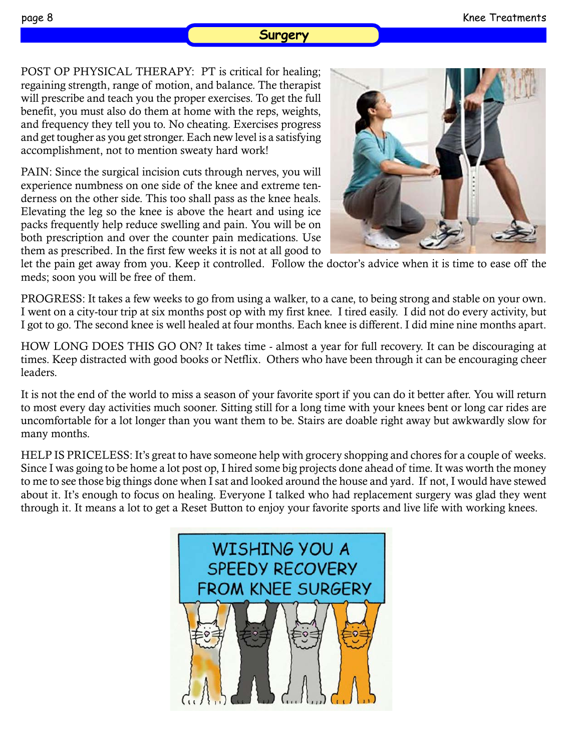## Surgery

POST OP PHYSICAL THERAPY: PT is critical for healing; regaining strength, range of motion, and balance. The therapist will prescribe and teach you the proper exercises. To get the full benefit, you must also do them at home with the reps, weights, and frequency they tell you to. No cheating. Exercises progress and get tougher as you get stronger. Each new level is a satisfying accomplishment, not to mention sweaty hard work!

PAIN: Since the surgical incision cuts through nerves, you will experience numbness on one side of the knee and extreme tenderness on the other side. This too shall pass as the knee heals. Elevating the leg so the knee is above the heart and using ice packs frequently help reduce swelling and pain. You will be on both prescription and over the counter pain medications. Use them as prescribed. In the first few weeks it is not at all good to let the pain get away from you. Keep it controlled. Follow the doctor's advice when it is time to ease off the meds; soon you will be free of them.

PROGRESS: It takes a few weeks to go from using a walker, to a cane, to being strong and stable on your own. I went on a city-tour trip at six months post op with my first knee. I tired easily. I did not do every activity, but I got to go. The second knee is well healed at four months. Each knee is different. I did mine nine months apart.

HOW LONG DOES THIS GO ON? It takes time - almost a year for full recovery. It can be discouraging at times. Keep distracted with good books or Netflix. Others who have been through it can be encouraging cheer leaders.

It is not the end of the world to miss a season of your favorite sport if you can do it better after. You will return to most every day activities much sooner. Sitting still for a long time with your knees bent or long car rides are uncomfortable for a lot longer than you want them to be. Stairs are doable right away but awkwardly slow for many months.

HELP IS PRICELESS: It's great to have someone help with grocery shopping and chores for a couple of weeks. Since I was going to be home a lot post op, I hired some big projects done ahead of time. It was worth the money to me to see those big things done when I sat and looked around the house and yard. If not, I would have stewed about it. It's enough to focus on healing. Everyone I talked who had replacement surgery was glad they went through it. It means a lot to get a Reset Button to enjoy your favorite sports and live life with working knees.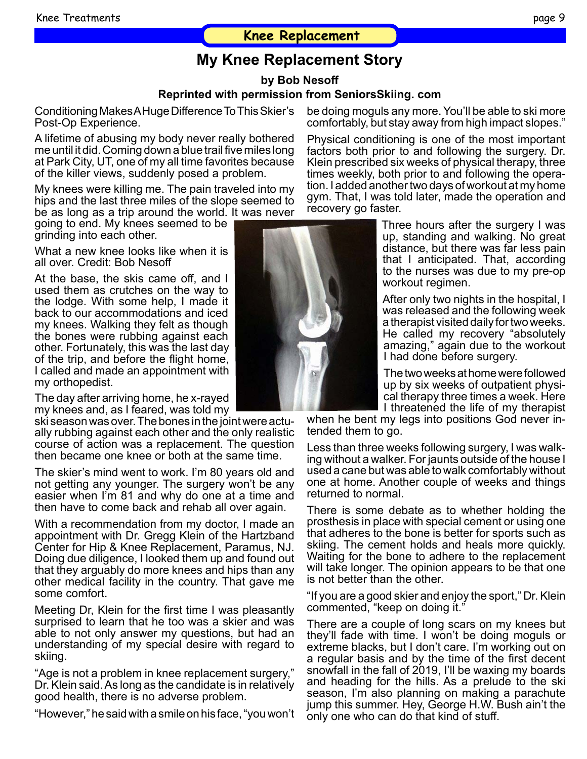## Knee Replacement

# My Knee Replacement Story

**by Bob Nesoff**

**Reprinted with permission from SeniorsSkiing. com**

Conditioning Makes A Huge Difference To This Skier's Post-Op Experience.

A lifetime of abusing my body never really bothered me until it did. Coming down a blue trail five miles long at Park City, UT, one of my all time favorites because of the killer views, suddenly posed a problem.

My knees were killing me. The pain traveled into my hips and the last three miles of the slope seemed to be as long as a trip around the world. It was never going to end. My knees seemed to be grinding into each other.

What a new knee looks like when it is all over. Credit: Bob Nesoff

At the base, the skis came off, and I used them as crutches on the way to the lodge. With some help, I made it back to our accommodations and iced my knees. Walking they felt as though the bones were rubbing against each other. Fortunately, this was the last day of the trip, and before the flight home, I called and made an appointment with my orthopedist.

The day after arriving home, he x-rayed my knees and, as I feared, was told my ski season was over. The bones in the joint were actually rubbing against each other and the only realistic course of action was a replacement. The question then became one knee or both at the same time.

The skier's mind went to work. I'm 80 years old and not getting any younger. The surgery won't be any easier when I'm 81 and why do one at a time and then have to come back and rehab all over again.

With a recommendation from my doctor, I made an appointment with Dr. Gregg Klein of the Hartzband Center for Hip & Knee Replacement, Paramus, NJ. Doing due diligence, I looked them up and found out that they arguably do more knees and hips than any other medical facility in the country. That gave me some comfort.

Meeting Dr, Klein for the first time I was pleasantly surprised to learn that he too was a skier and was able to not only answer my questions, but had an understanding of my special desire with regard to skiing.

"Age is not a problem in knee replacement surgery," Dr. Klein said. As long as the candidate is in relatively good health, there is no adverse problem.

"However," he said with a smile on his face, "you won't be doing moguls any more. You'll be able to ski more comfortably, but stay away from high impact slopes."

Physical conditioning is one of the most important factors both prior to and following the surgery. Dr. Klein prescribed six weeks of physical therapy, three times weekly, both prior to and following the operation. I added another two days of workout at my home gym. That, I was told later, made the operation and recovery go faster.

Three hours after the surgery I was up, standing and walking. No great distance, but there was far less pain that I anticipated. That, according to the nurses was due to my pre-op workout regimen.

After only two nights in the hospital, I was released and the following week a therapist visited daily for two weeks. He called my recovery "absolutely amazing," again due to the workout I had done before surgery.

The two weeks at home were followed up by six weeks of outpatient physical therapy three times a week. Here I threatened the life of my therapist when he bent my legs into positions God never intended them to go.

Less than three weeks following surgery, I was walking without a walker. For jaunts outside of the house I used a cane but was able to walk comfortably without one at home. Another couple of weeks and things returned to normal.

There is some debate as to whether holding the prosthesis in place with special cement or using one that adheres to the bone is better for sports such as skiing. The cement holds and heals more quickly. Waiting for the bone to adhere to the replacement will take longer. The opinion appears to be that one is not better than the other.

"If you are a good skier and enjoy the sport," Dr. Klein commented, "keep on doing it."

There are a couple of long scars on my knees but they'll fade with time. I won't be doing moguls or extreme blacks, but I don't care. I'm working out on a regular basis and by the time of the first decent snowfall in the fall of 2019, I'll be waxing my boards and heading for the hills. As a prelude to the ski season, I'm also planning on making a parachute jump this summer. Hey, George H.W. Bush ain't the only one who can do that kind of stuff.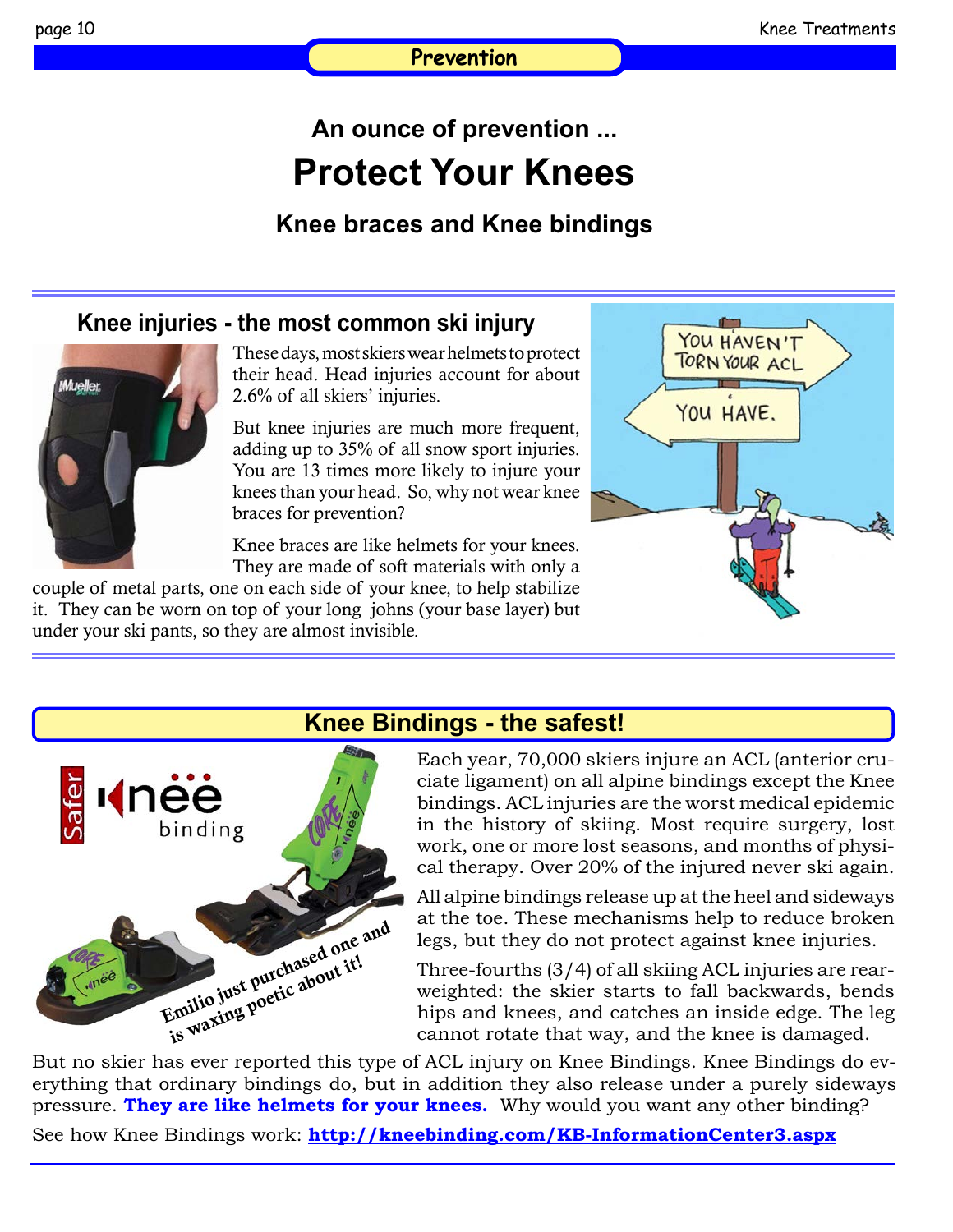## Prevention

### An ounce of prevention ...

# Protect Your Knees

### Knee braces and Knee bindings

## Knee injuries - the most common ski injury

These days, most skiers wear helmets to protect their head. Head injuries account for about 2.6% of all skiers' injuries.

But knee injuries are much more frequent, adding up to 35% of all snow sport injuries. You are 13 times more likely to injure your knees than your head. So, why not wear knee braces for prevention?

Knee braces are like helmets for your knees. They are made of soft materials with only a couple of metal parts, one on each side of your knee, to help stabilize it. They can be worn on top of your long johns (your base layer) but under your ski pants, so they are almost invisible.

## Knee Bindings - the safest!

Emilio just purchased one and is waxing poetic about it!

Each year, 70,000 skiers injure an ACL (anterior cruciate ligament) on all alpine bindings except the Knee bindings. ACL injuries are the worst medical epidemic in the history of skiing. Most require surgery, lost work, one or more lost seasons, and months of physical therapy. Over 20% of the injured never ski again.

All alpine bindings release up at the heel and sideways at the toe. These mechanisms help to reduce broken legs, but they do not protect against knee injuries.

Three-fourths (3/4) of all skiing ACL injuries are rear-weighted: the skier starts to fall backwards, bends hips and knees, and catches an inside edge. The leg cannot rotate that way, and the knee is damaged.

But no skier has ever reported this type of ACL injury on Knee Bindings. Knee Bindings do everything that ordinary bindings do, but in addition they also release under a purely sideways pressure. **They are like helmets for your knees.** Why would you want any other binding?

See how Knee Bindings work: **http://kneebinding.com/KB-InformationCenter3.aspx**